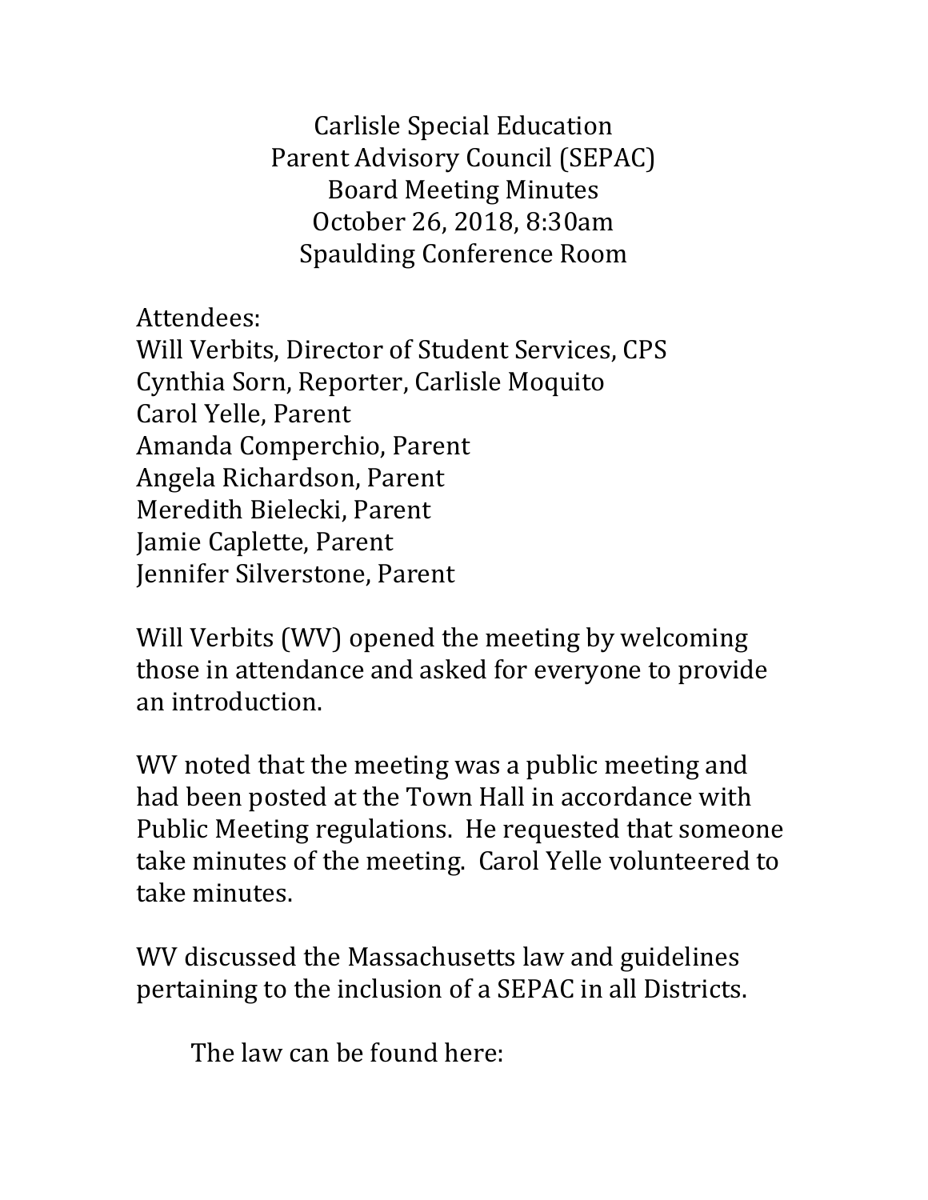# Carlisle Special Education Parent Advisory Council (SEPAC) Board Meeting Minutes

October 26, 2018, 8:30am

Spaulding Conference Room

Attendees:
Will Verbits, Director of Student Services, CPS
Cynthia Sorn, Reporter, Carlisle Moquito
Carol Yelle, Parent
Amanda Comperchio, Parent
Angela Richardson, Parent
Meredith Bielecki, Parent
Jamie Caplette, Parent
Jennifer Silverstone, Parent

Will Verbits (WV) opened the meeting by welcoming those in attendance and asked for everyone to provide an introduction.

WV noted that the meeting was a public meeting and had been posted at the Town Hall in accordance with Public Meeting regulations. He requested that someone take minutes of the meeting. Carol Yelle volunteered to take minutes.

WV discussed the Massachusetts law and guidelines pertaining to the inclusion of a SEPAC in all Districts.

The law can be found here: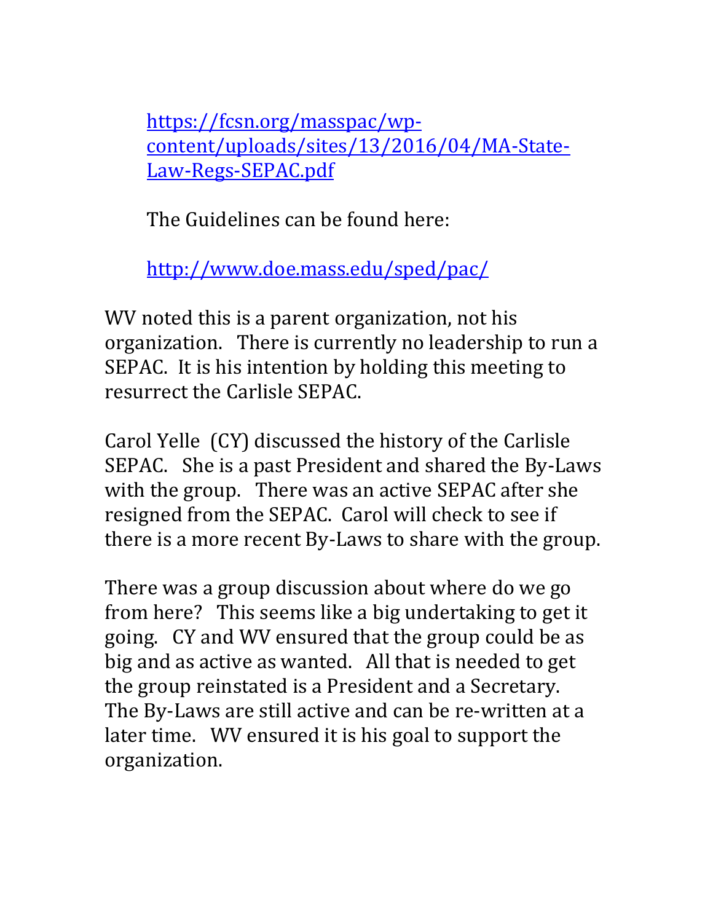[https://fcsn.org/masspac/wp-content/uploads/sites/13/2016/04/MA-State-Law-Regs-SEPAC.pdf](https://fcsn.org/masspac/wp-content/uploads/sites/13/2016/04/MA-State-Law-Regs-SEPAC.pdf)

The Guidelines can be found here:

[http://www.doe.mass.edu/sped/pac/](http://www.doe.mass.edu/sped/pac/)

WV noted this is a parent organization, not his organization. There is currently no leadership to run a SEPAC. It is his intention by holding this meeting to resurrect the Carlisle SEPAC.

Carol Yelle (CY) discussed the history of the Carlisle SEPAC. She is a past President and shared the By-Laws with the group. There was an active SEPAC after she resigned from the SEPAC. Carol will check to see if there is a more recent By-Laws to share with the group.

There was a group discussion about where do we go from here? This seems like a big undertaking to get it going. CY and WV ensured that the group could be as big and as active as wanted. All that is needed to get the group reinstated is a President and a Secretary. The By-Laws are still active and can be re-written at a later time. WV ensured it is his goal to support the organization.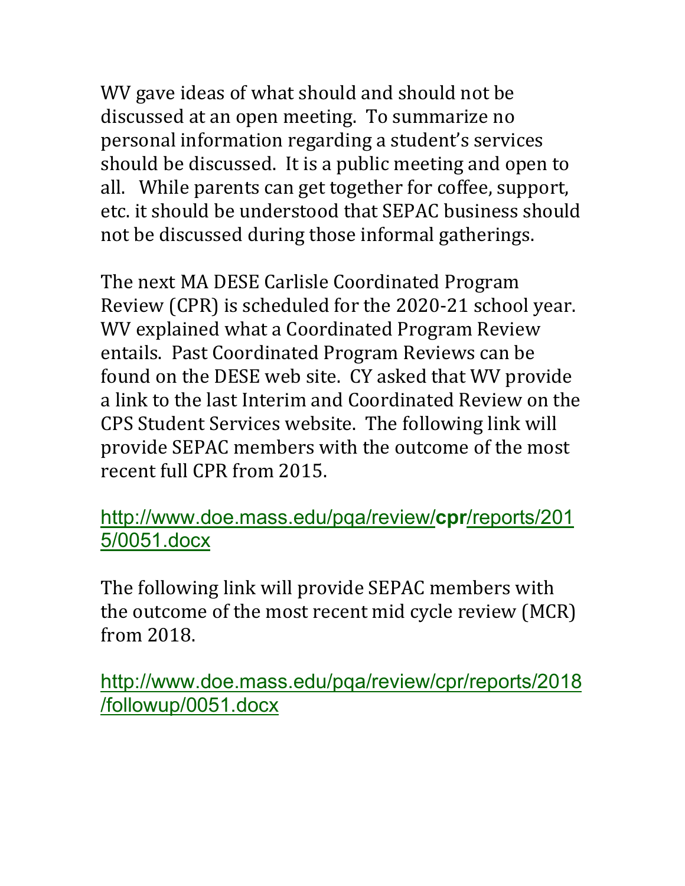WV gave ideas of what should and should not be discussed at an open meeting. To summarize no personal information regarding a student's services should be discussed. It is a public meeting and open to all. While parents can get together for coffee, support, etc. it should be understood that SEPAC business should not be discussed during those informal gatherings.

The next MA DESE Carlisle Coordinated Program Review (CPR) is scheduled for the 2020-21 school year. WV explained what a Coordinated Program Review entails. Past Coordinated Program Reviews can be found on the DESE web site. CY asked that WV provide a link to the last Interim and Coordinated Review on the CPS Student Services website. The following link will provide SEPAC members with the outcome of the most recent full CPR from 2015.

http://www.doe.mass.edu/pqa/review/**cpr**/reports/2015/0051.docx

The following link will provide SEPAC members with the outcome of the most recent mid cycle review (MCR) from 2018.

http://www.doe.mass.edu/pqa/review/cpr/reports/2018/followup/0051.docx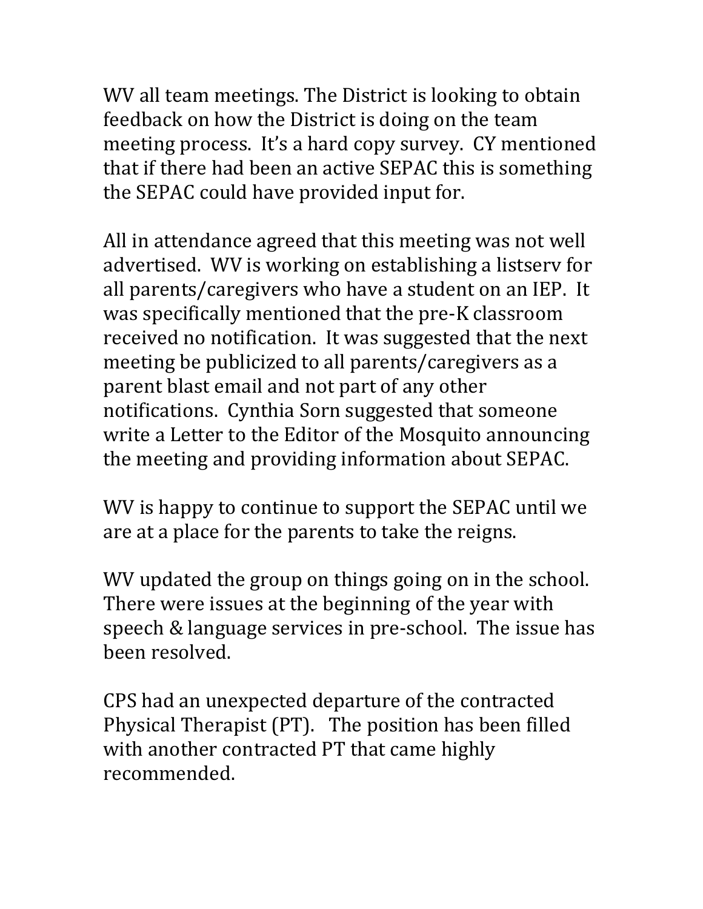WV all team meetings. The District is looking to obtain feedback on how the District is doing on the team meeting process. It's a hard copy survey. CY mentioned that if there had been an active SEPAC this is something the SEPAC could have provided input for.

All in attendance agreed that this meeting was not well advertised. WV is working on establishing a listserv for all parents/caregivers who have a student on an IEP. It was specifically mentioned that the pre-K classroom received no notification. It was suggested that the next meeting be publicized to all parents/caregivers as a parent blast email and not part of any other notifications. Cynthia Sorn suggested that someone write a Letter to the Editor of the Mosquito announcing the meeting and providing information about SEPAC.

WV is happy to continue to support the SEPAC until we are at a place for the parents to take the reigns.

WV updated the group on things going on in the school. There were issues at the beginning of the year with speech & language services in pre-school. The issue has been resolved.

CPS had an unexpected departure of the contracted Physical Therapist (PT). The position has been filled with another contracted PT that came highly recommended.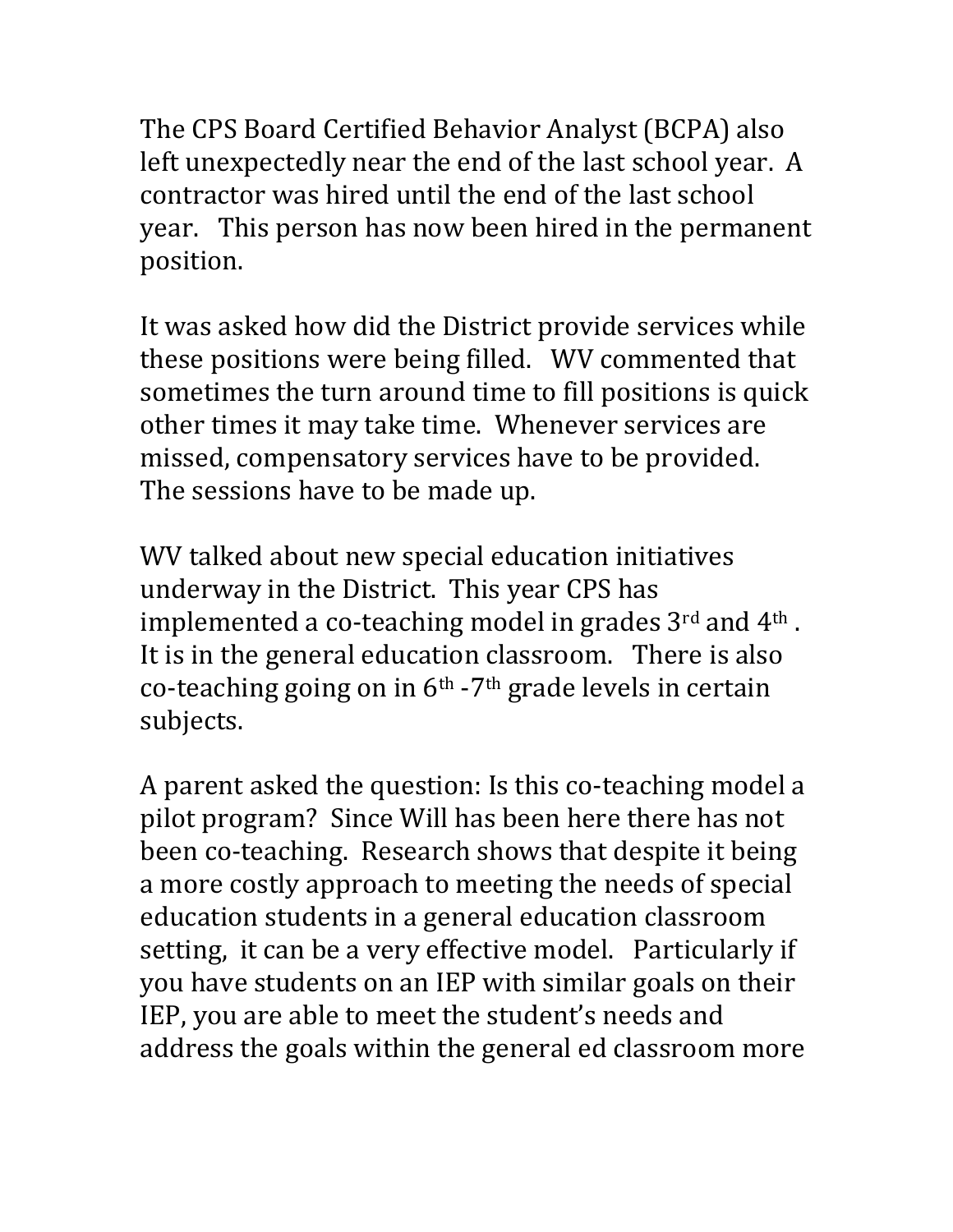The CPS Board Certified Behavior Analyst (BCPA) also left unexpectedly near the end of the last school year. A contractor was hired until the end of the last school year. This person has now been hired in the permanent position.

It was asked how did the District provide services while these positions were being filled. WV commented that sometimes the turn around time to fill positions is quick other times it may take time. Whenever services are missed, compensatory services have to be provided. The sessions have to be made up.

WV talked about new special education initiatives underway in the District. This year CPS has implemented a co-teaching model in grades 3rd and 4th. It is in the general education classroom. There is also co-teaching going on in 6th -7th grade levels in certain subjects.

A parent asked the question: Is this co-teaching model a pilot program? Since Will has been here there has not been co-teaching. Research shows that despite it being a more costly approach to meeting the needs of special education students in a general education classroom setting, it can be a very effective model. Particularly if you have students on an IEP with similar goals on their IEP, you are able to meet the student's needs and address the goals within the general ed classroom more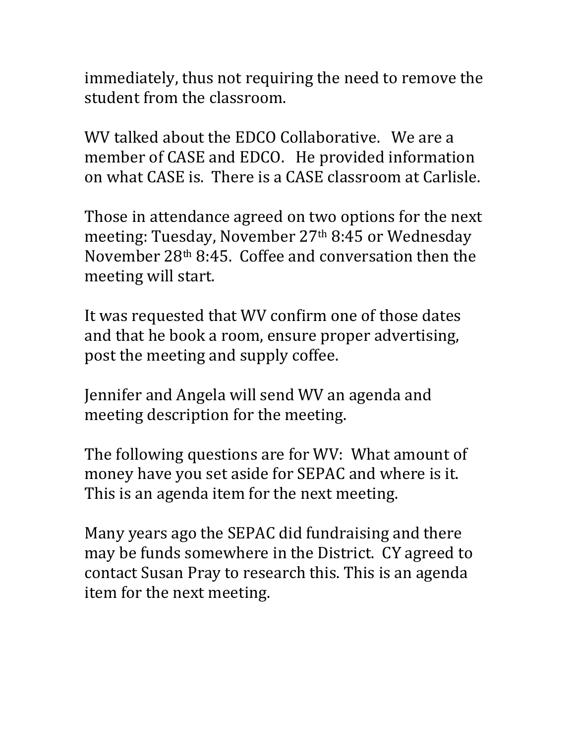immediately, thus not requiring the need to remove the student from the classroom.

WV talked about the EDCO Collaborative. We are a member of CASE and EDCO. He provided information on what CASE is. There is a CASE classroom at Carlisle.

Those in attendance agreed on two options for the next meeting: Tuesday, November 27th 8:45 or Wednesday November 28th 8:45. Coffee and conversation then the meeting will start.

It was requested that WV confirm one of those dates and that he book a room, ensure proper advertising, post the meeting and supply coffee.

Jennifer and Angela will send WV an agenda and meeting description for the meeting.

The following questions are for WV: What amount of money have you set aside for SEPAC and where is it. This is an agenda item for the next meeting.

Many years ago the SEPAC did fundraising and there may be funds somewhere in the District. CY agreed to contact Susan Pray to research this. This is an agenda item for the next meeting.